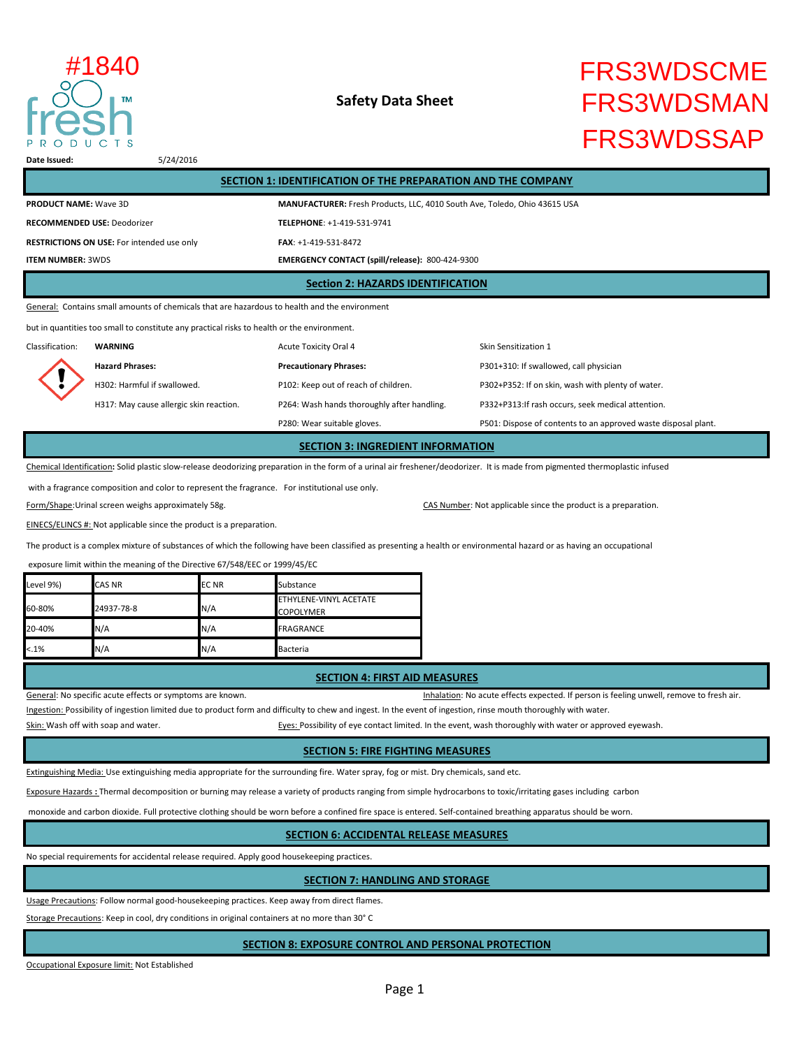#1840

**fresh™ PRODUCTS**

# Safety Data Sheet

FRS3WDSCME
FRS3WDSMAN
FRS3WDSSAP

**Date Issued:** 5/24/2016

## SECTION 1: IDENTIFICATION OF THE PREPARATION AND THE COMPANY

**PRODUCT NAME:** Wave 3D

**RECOMMENDED USE:** Deodorizer

**RESTRICTIONS ON USE:** For intended use only

**ITEM NUMBER:** 3WDS

**MANUFACTURER:** Fresh Products, LLC, 4010 South Ave, Toledo, Ohio 43615 USA

**TELEPHONE**: +1-419-531-9741

**FAX**: +1-419-531-8472

**EMERGENCY CONTACT (spill/release):** 800-424-9300

## Section 2: HAZARDS IDENTIFICATION

General: Contains small amounts of chemicals that are hazardous to health and the environment

but in quantities too small to constitute any practical risks to health or the environment.

Classification: **WARNING** — Acute Toxicity Oral 4 — Skin Sensitization 1

**Hazard Phrases:**

H302: Harmful if swallowed.

H317: May cause allergic skin reaction.

**Precautionary Phrases:**

P102: Keep out of reach of children.

P264: Wash hands thoroughly after handling.

P280: Wear suitable gloves.

P301+310: If swallowed, call physician

P302+P352: If on skin, wash with plenty of water.

P332+P313:If rash occurs, seek medical attention.

P501: Dispose of contents to an approved waste disposal plant.

## SECTION 3: INGREDIENT INFORMATION

Chemical Identification**:** Solid plastic slow-release deodorizing preparation in the form of a urinal air freshener/deodorizer. It is made from pigmented thermoplastic infused with a fragrance composition and color to represent the fragrance. For institutional use only.

Form/Shape:Urinal screen weighs approximately 58g.

CAS Number: Not applicable since the product is a preparation.

EINECS/ELINCS #: Not applicable since the product is a preparation.

The product is a complex mixture of substances of which the following have been classified as presenting a health or environmental hazard or as having an occupational exposure limit within the meaning of the Directive 67/548/EEC or 1999/45/EC

| Level 9%) | CAS NR | EC NR | Substance |
|---|---|---|---|
| 60-80% | 24937-78-8 | N/A | ETHYLENE-VINYL ACETATE COPOLYMER |
| 20-40% | N/A | N/A | FRAGRANCE |
| <.1% | N/A | N/A | Bacteria |

## SECTION 4: FIRST AID MEASURES

General: No specific acute effects or symptoms are known.

Inhalation: No acute effects expected. If person is feeling unwell, remove to fresh air.

Ingestion: Possibility of ingestion limited due to product form and difficulty to chew and ingest. In the event of ingestion, rinse mouth thoroughly with water.

Skin: Wash off with soap and water.

Eyes: Possibility of eye contact limited. In the event, wash thoroughly with water or approved eyewash.

## SECTION 5: FIRE FIGHTING MEASURES

Extinguishing Media: Use extinguishing media appropriate for the surrounding fire. Water spray, fog or mist. Dry chemicals, sand etc.

Exposure Hazards : Thermal decomposition or burning may release a variety of products ranging from simple hydrocarbons to toxic/irritating gases including carbon monoxide and carbon dioxide. Full protective clothing should be worn before a confined fire space is entered. Self-contained breathing apparatus should be worn.

## SECTION 6: ACCIDENTAL RELEASE MEASURES

No special requirements for accidental release required. Apply good housekeeping practices.

## SECTION 7: HANDLING AND STORAGE

Usage Precautions: Follow normal good-housekeeping practices. Keep away from direct flames.

Storage Precautions: Keep in cool, dry conditions in original containers at no more than 30° C

## SECTION 8: EXPOSURE CONTROL AND PERSONAL PROTECTION

Occupational Exposure limit: Not Established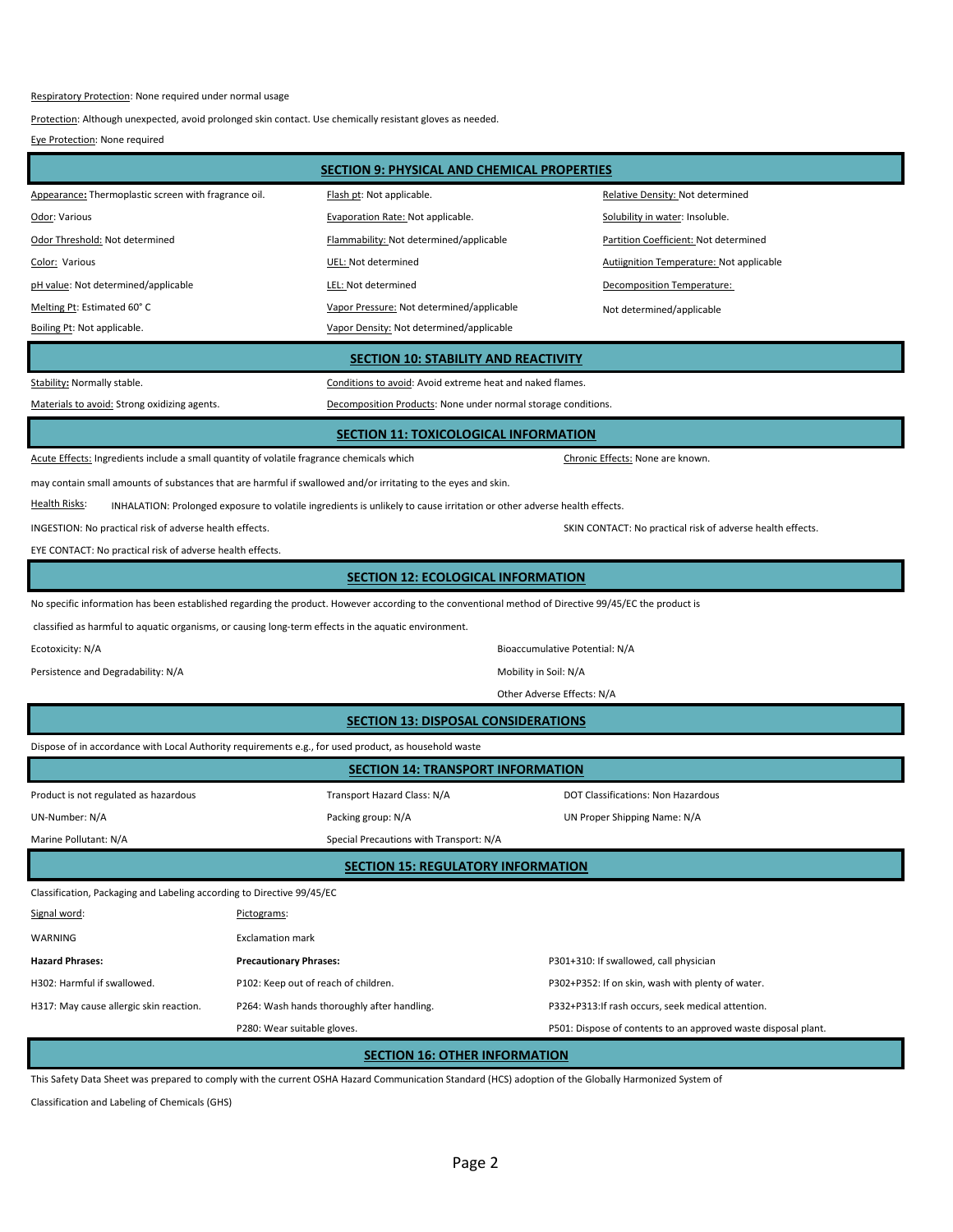Respiratory Protection: None required under normal usage

Protection: Although unexpected, avoid prolonged skin contact. Use chemically resistant gloves as needed.

Eye Protection: None required

## SECTION 9: PHYSICAL AND CHEMICAL PROPERTIES

| | | |
|---|---|---|
| Appearance: Thermoplastic screen with fragrance oil. | Flash pt: Not applicable. | Relative Density: Not determined |
| Odor: Various | Evaporation Rate: Not applicable. | Solubility in water: Insoluble. |
| Odor Threshold: Not determined | Flammability: Not determined/applicable | Partition Coefficient: Not determined |
| Color: Various | UEL: Not determined | Autiignition Temperature: Not applicable |
| pH value: Not determined/applicable | LEL: Not determined | Decomposition Temperature: Not determined/applicable |
| Melting Pt: Estimated 60° C | Vapor Pressure: Not determined/applicable | |
| Boiling Pt: Not applicable. | Vapor Density: Not determined/applicable | |

## SECTION 10: STABILITY AND REACTIVITY

| | |
|---|---|
| Stability: Normally stable. | Conditions to avoid: Avoid extreme heat and naked flames. |
| Materials to avoid: Strong oxidizing agents. | Decomposition Products: None under normal storage conditions. |

## SECTION 11: TOXICOLOGICAL INFORMATION

Acute Effects: Ingredients include a small quantity of volatile fragrance chemicals which may contain small amounts of substances that are harmful if swallowed and/or irritating to the eyes and skin.

Chronic Effects: None are known.

Health Risks: INHALATION: Prolonged exposure to volatile ingredients is unlikely to cause irritation or other adverse health effects.

INGESTION: No practical risk of adverse health effects.

SKIN CONTACT: No practical risk of adverse health effects.

EYE CONTACT: No practical risk of adverse health effects.

## SECTION 12: ECOLOGICAL INFORMATION

No specific information has been established regarding the product. However according to the conventional method of Directive 99/45/EC the product is classified as harmful to aquatic organisms, or causing long-term effects in the aquatic environment.

| | |
|---|---|
| Ecotoxicity: N/A | Bioaccumulative Potential: N/A |
| Persistence and Degradability: N/A | Mobility in Soil: N/A |
| | Other Adverse Effects: N/A |

## SECTION 13: DISPOSAL CONSIDERATIONS

Dispose of in accordance with Local Authority requirements e.g., for used product, as household waste

## SECTION 14: TRANSPORT INFORMATION

| | | |
|---|---|---|
| Product is not regulated as hazardous | Transport Hazard Class: N/A | DOT Classifications: Non Hazardous |
| UN-Number: N/A | Packing group: N/A | UN Proper Shipping Name: N/A |
| Marine Pollutant: N/A | Special Precautions with Transport: N/A | |

## SECTION 15: REGULATORY INFORMATION

Classification, Packaging and Labeling according to Directive 99/45/EC

| | | |
|---|---|---|
| Signal word: | Pictograms: | |
| WARNING | Exclamation mark | |
| **Hazard Phrases:** | **Precautionary Phrases:** | P301+310: If swallowed, call physician |
| H302: Harmful if swallowed. | P102: Keep out of reach of children. | P302+P352: If on skin, wash with plenty of water. |
| H317: May cause allergic skin reaction. | P264: Wash hands thoroughly after handling. | P332+P313:If rash occurs, seek medical attention. |
| | P280: Wear suitable gloves. | P501: Dispose of contents to an approved waste disposal plant. |

## SECTION 16: OTHER INFORMATION

This Safety Data Sheet was prepared to comply with the current OSHA Hazard Communication Standard (HCS) adoption of the Globally Harmonized System of Classification and Labeling of Chemicals (GHS)